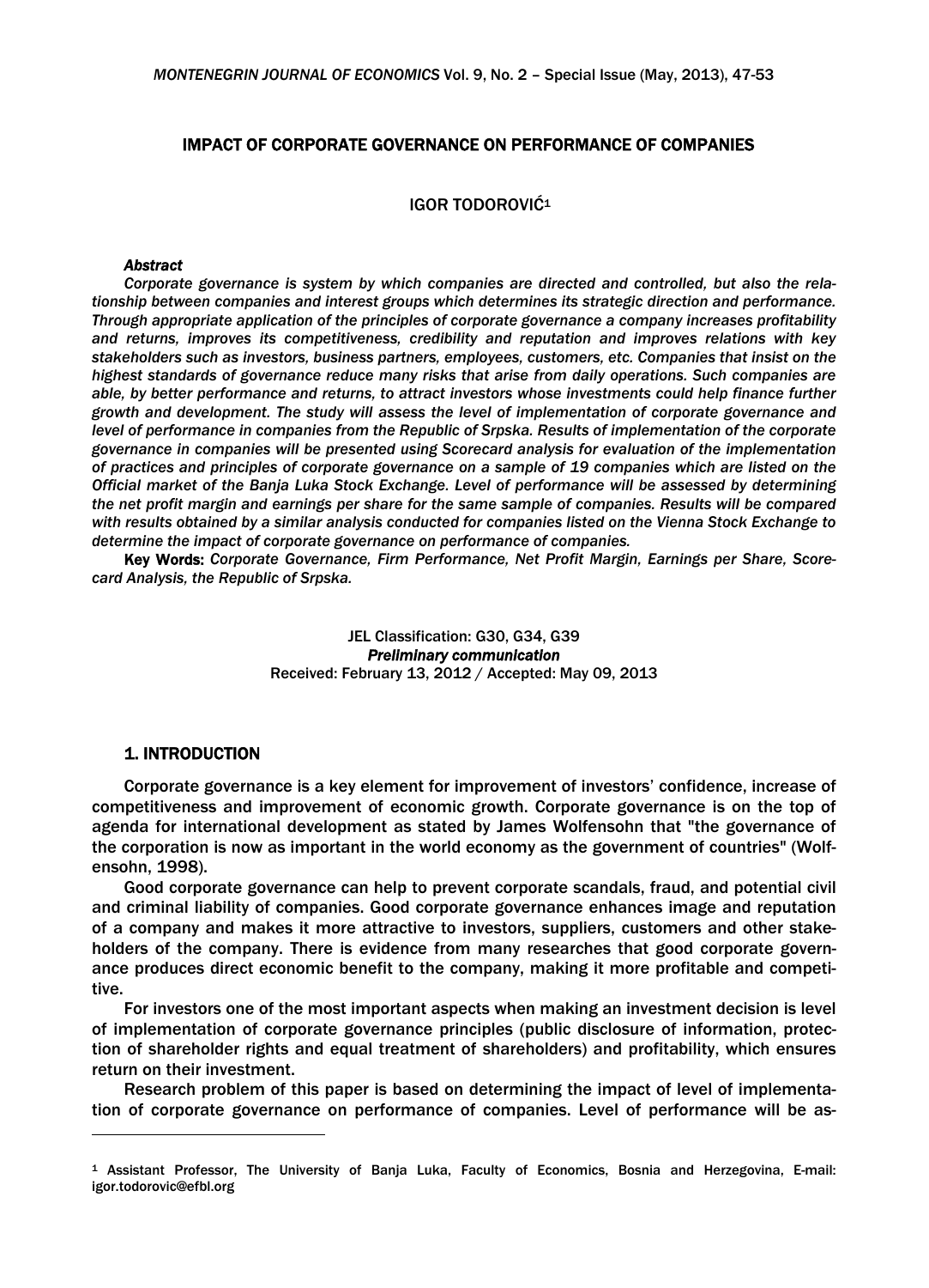# IMPACT OF CORPORATE GOVERNANCE ON PERFORMANCE OF COMPANIES

IGOR TODOROVIĆ[1]

***Abstract***

*Corporate governance is system by which companies are directed and controlled, but also the relationship between companies and interest groups which determines its strategic direction and performance. Through appropriate application of the principles of corporate governance a company increases profitability and returns, improves its competitiveness, credibility and reputation and improves relations with key stakeholders such as investors, business partners, employees, customers, etc. Companies that insist on the highest standards of governance reduce many risks that arise from daily operations. Such companies are able, by better performance and returns, to attract investors whose investments could help finance further growth and development. The study will assess the level of implementation of corporate governance and level of performance in companies from the Republic of Srpska. Results of implementation of the corporate governance in companies will be presented using Scorecard analysis for evaluation of the implementation of practices and principles of corporate governance on a sample of 19 companies which are listed on the Official market of the Banja Luka Stock Exchange. Level of performance will be assessed by determining the net profit margin and earnings per share for the same sample of companies. Results will be compared with results obtained by a similar analysis conducted for companies listed on the Vienna Stock Exchange to determine the impact of corporate governance on performance of companies.*

**Key Words:** *Corporate Governance, Firm Performance, Net Profit Margin, Earnings per Share, Scorecard Analysis, the Republic of Srpska.*

JEL Classification: G30, G34, G39
***Preliminary communication***
Received: February 13, 2012 / Accepted: May 09, 2013

## 1. INTRODUCTION

Corporate governance is a key element for improvement of investors' confidence, increase of competitiveness and improvement of economic growth. Corporate governance is on the top of agenda for international development as stated by James Wolfensohn that "the governance of the corporation is now as important in the world economy as the government of countries" (Wolfensohn, 1998).

Good corporate governance can help to prevent corporate scandals, fraud, and potential civil and criminal liability of companies. Good corporate governance enhances image and reputation of a company and makes it more attractive to investors, suppliers, customers and other stakeholders of the company. There is evidence from many researches that good corporate governance produces direct economic benefit to the company, making it more profitable and competitive.

For investors one of the most important aspects when making an investment decision is level of implementation of corporate governance principles (public disclosure of information, protection of shareholder rights and equal treatment of shareholders) and profitability, which ensures return on their investment.

Research problem of this paper is based on determining the impact of level of implementation of corporate governance on performance of companies. Level of performance will be as-

---

[1] Assistant Professor, The University of Banja Luka, Faculty of Economics, Bosnia and Herzegovina, E-mail: igor.todorovic@efbl.org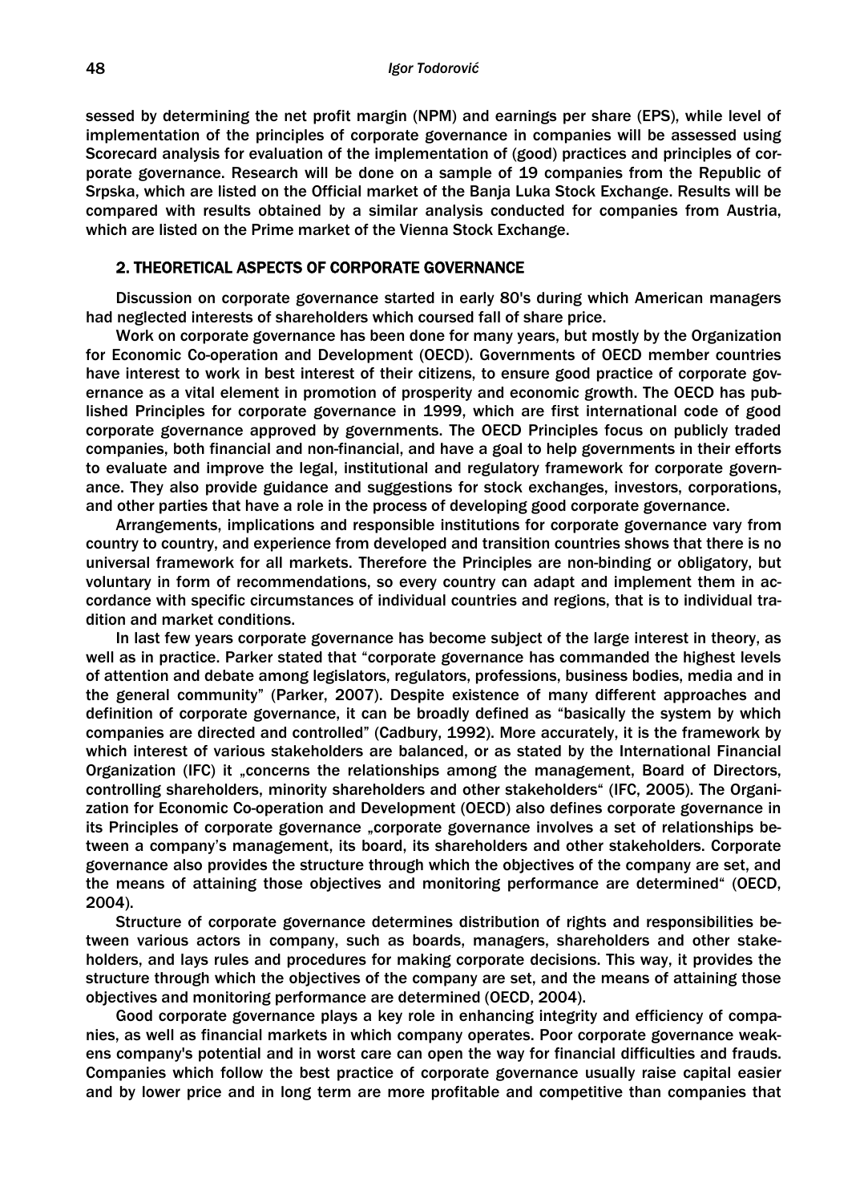sessed by determining the net profit margin (NPM) and earnings per share (EPS), while level of implementation of the principles of corporate governance in companies will be assessed using Scorecard analysis for evaluation of the implementation of (good) practices and principles of corporate governance. Research will be done on a sample of 19 companies from the Republic of Srpska, which are listed on the Official market of the Banja Luka Stock Exchange. Results will be compared with results obtained by a similar analysis conducted for companies from Austria, which are listed on the Prime market of the Vienna Stock Exchange.

## 2. THEORETICAL ASPECTS OF CORPORATE GOVERNANCE

Discussion on corporate governance started in early 80's during which American managers had neglected interests of shareholders which coursed fall of share price.

Work on corporate governance has been done for many years, but mostly by the Organization for Economic Co-operation and Development (OECD). Governments of OECD member countries have interest to work in best interest of their citizens, to ensure good practice of corporate governance as a vital element in promotion of prosperity and economic growth. The OECD has published Principles for corporate governance in 1999, which are first international code of good corporate governance approved by governments. The OECD Principles focus on publicly traded companies, both financial and non-financial, and have a goal to help governments in their efforts to evaluate and improve the legal, institutional and regulatory framework for corporate governance. They also provide guidance and suggestions for stock exchanges, investors, corporations, and other parties that have a role in the process of developing good corporate governance.

Arrangements, implications and responsible institutions for corporate governance vary from country to country, and experience from developed and transition countries shows that there is no universal framework for all markets. Therefore the Principles are non-binding or obligatory, but voluntary in form of recommendations, so every country can adapt and implement them in accordance with specific circumstances of individual countries and regions, that is to individual tradition and market conditions.

In last few years corporate governance has become subject of the large interest in theory, as well as in practice. Parker stated that "corporate governance has commanded the highest levels of attention and debate among legislators, regulators, professions, business bodies, media and in the general community" (Parker, 2007). Despite existence of many different approaches and definition of corporate governance, it can be broadly defined as "basically the system by which companies are directed and controlled" (Cadbury, 1992). More accurately, it is the framework by which interest of various stakeholders are balanced, or as stated by the International Financial Organization (IFC) it „concerns the relationships among the management, Board of Directors, controlling shareholders, minority shareholders and other stakeholders" (IFC, 2005). The Organization for Economic Co-operation and Development (OECD) also defines corporate governance in its Principles of corporate governance „corporate governance involves a set of relationships between a company's management, its board, its shareholders and other stakeholders. Corporate governance also provides the structure through which the objectives of the company are set, and the means of attaining those objectives and monitoring performance are determined" (OECD, 2004).

Structure of corporate governance determines distribution of rights and responsibilities between various actors in company, such as boards, managers, shareholders and other stakeholders, and lays rules and procedures for making corporate decisions. This way, it provides the structure through which the objectives of the company are set, and the means of attaining those objectives and monitoring performance are determined (OECD, 2004).

Good corporate governance plays a key role in enhancing integrity and efficiency of companies, as well as financial markets in which company operates. Poor corporate governance weakens company's potential and in worst care can open the way for financial difficulties and frauds. Companies which follow the best practice of corporate governance usually raise capital easier and by lower price and in long term are more profitable and competitive than companies that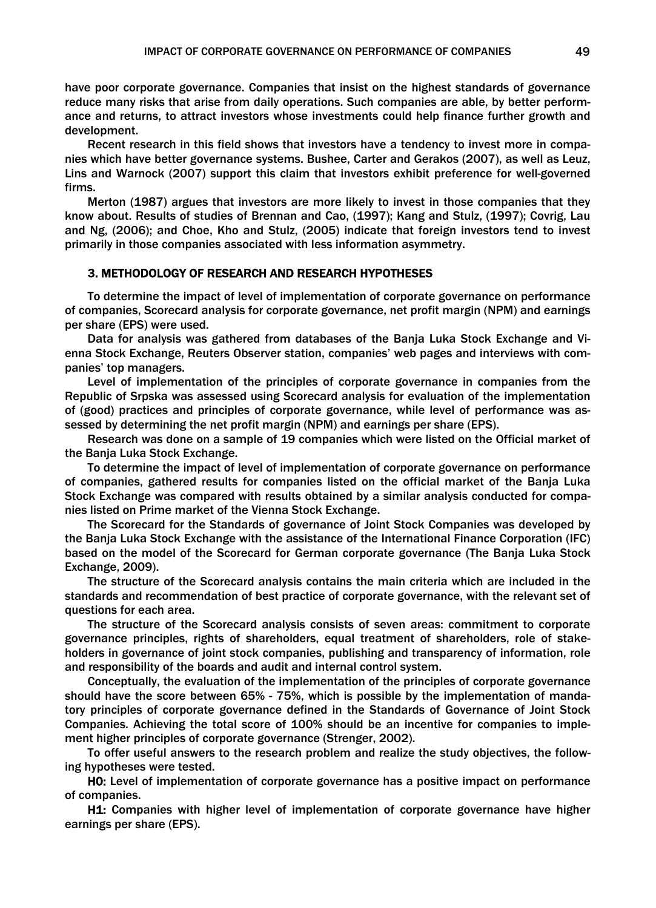have poor corporate governance. Companies that insist on the highest standards of governance reduce many risks that arise from daily operations. Such companies are able, by better performance and returns, to attract investors whose investments could help finance further growth and development.

Recent research in this field shows that investors have a tendency to invest more in companies which have better governance systems. Bushee, Carter and Gerakos (2007), as well as Leuz, Lins and Warnock (2007) support this claim that investors exhibit preference for well-governed firms.

Merton (1987) argues that investors are more likely to invest in those companies that they know about. Results of studies of Brennan and Cao, (1997); Kang and Stulz, (1997); Covrig, Lau and Ng, (2006); and Choe, Kho and Stulz, (2005) indicate that foreign investors tend to invest primarily in those companies associated with less information asymmetry.

## 3. METHODOLOGY OF RESEARCH AND RESEARCH HYPOTHESES

To determine the impact of level of implementation of corporate governance on performance of companies, Scorecard analysis for corporate governance, net profit margin (NPM) and earnings per share (EPS) were used.

Data for analysis was gathered from databases of the Banja Luka Stock Exchange and Vienna Stock Exchange, Reuters Observer station, companies' web pages and interviews with companies' top managers.

Level of implementation of the principles of corporate governance in companies from the Republic of Srpska was assessed using Scorecard analysis for evaluation of the implementation of (good) practices and principles of corporate governance, while level of performance was assessed by determining the net profit margin (NPM) and earnings per share (EPS).

Research was done on a sample of 19 companies which were listed on the Official market of the Banja Luka Stock Exchange.

To determine the impact of level of implementation of corporate governance on performance of companies, gathered results for companies listed on the official market of the Banja Luka Stock Exchange was compared with results obtained by a similar analysis conducted for companies listed on Prime market of the Vienna Stock Exchange.

The Scorecard for the Standards of governance of Joint Stock Companies was developed by the Banja Luka Stock Exchange with the assistance of the International Finance Corporation (IFC) based on the model of the Scorecard for German corporate governance (The Banja Luka Stock Exchange, 2009).

The structure of the Scorecard analysis contains the main criteria which are included in the standards and recommendation of best practice of corporate governance, with the relevant set of questions for each area.

The structure of the Scorecard analysis consists of seven areas: commitment to corporate governance principles, rights of shareholders, equal treatment of shareholders, role of stakeholders in governance of joint stock companies, publishing and transparency of information, role and responsibility of the boards and audit and internal control system.

Conceptually, the evaluation of the implementation of the principles of corporate governance should have the score between 65% - 75%, which is possible by the implementation of mandatory principles of corporate governance defined in the Standards of Governance of Joint Stock Companies. Achieving the total score of 100% should be an incentive for companies to implement higher principles of corporate governance (Strenger, 2002).

To offer useful answers to the research problem and realize the study objectives, the following hypotheses were tested.

**H0:** Level of implementation of corporate governance has a positive impact on performance of companies.

**H1:** Companies with higher level of implementation of corporate governance have higher earnings per share (EPS).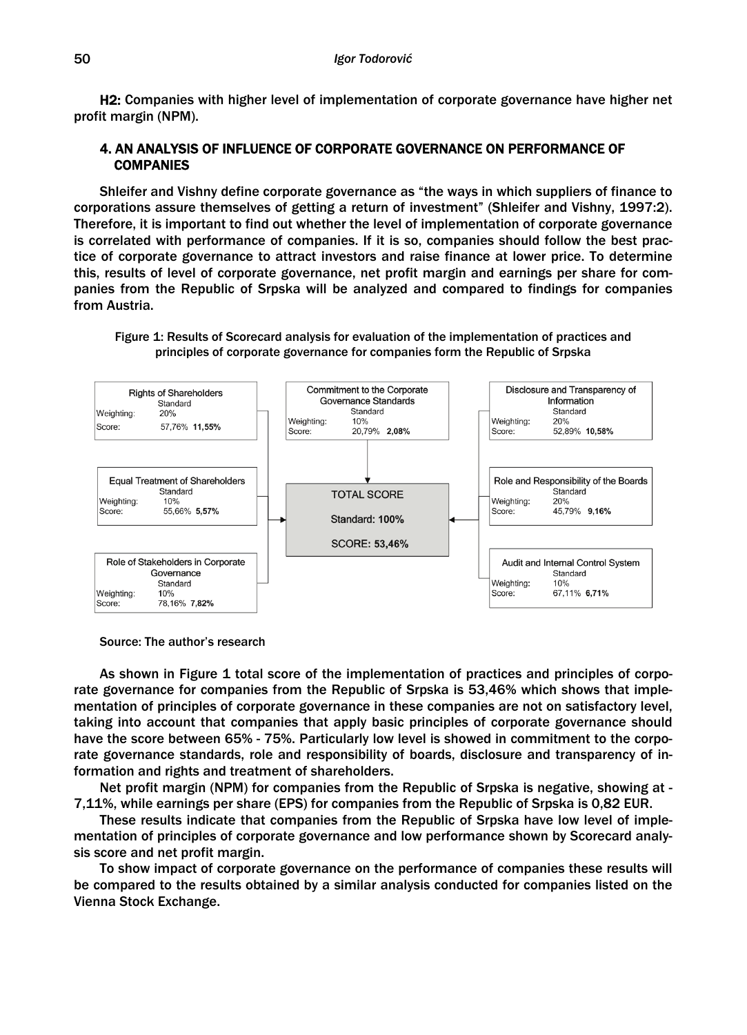**H2:** Companies with higher level of implementation of corporate governance have higher net profit margin (NPM).

## 4. AN ANALYSIS OF INFLUENCE OF CORPORATE GOVERNANCE ON PERFORMANCE OF COMPANIES

Shleifer and Vishny define corporate governance as "the ways in which suppliers of finance to corporations assure themselves of getting a return of investment" (Shleifer and Vishny, 1997:2). Therefore, it is important to find out whether the level of implementation of corporate governance is correlated with performance of companies. If it is so, companies should follow the best practice of corporate governance to attract investors and raise finance at lower price. To determine this, results of level of corporate governance, net profit margin and earnings per share for companies from the Republic of Srpska will be analyzed and compared to findings for companies from Austria.

Figure 1: Results of Scorecard analysis for evaluation of the implementation of practices and principles of corporate governance for companies form the Republic of Srpska

Rights of Shareholders
Standard
Weighting: 20%
Score: 57,76% **11,55%**

Equal Treatment of Shareholders
Standard
Weighting: 10%
Score: 55,66% **5,57%**

Role of Stakeholders in Corporate Governance
Standard
Weighting: 10%
Score: 78,16% **7,82%**

Commitment to the Corporate Governance Standards
Standard
Weighting: 10%
Score: 20,79% **2,08%**

TOTAL SCORE
Standard: 100%
SCORE: 53,46%

Disclosure and Transparency of Information
Standard
Weighting: 20%
Score: 52,89% **10,58%**

Role and Responsibility of the Boards
Standard
Weighting: 20%
Score: 45,79% **9,16%**

Audit and Internal Control System
Standard
Weighting: 10%
Score: 67,11% **6,71%**

Source: The author's research

As shown in Figure 1 total score of the implementation of practices and principles of corporate governance for companies from the Republic of Srpska is 53,46% which shows that implementation of principles of corporate governance in these companies are not on satisfactory level, taking into account that companies that apply basic principles of corporate governance should have the score between 65% - 75%. Particularly low level is showed in commitment to the corporate governance standards, role and responsibility of boards, disclosure and transparency of information and rights and treatment of shareholders.

Net profit margin (NPM) for companies from the Republic of Srpska is negative, showing at -7,11%, while earnings per share (EPS) for companies from the Republic of Srpska is 0,82 EUR.

These results indicate that companies from the Republic of Srpska have low level of implementation of principles of corporate governance and low performance shown by Scorecard analysis score and net profit margin.

To show impact of corporate governance on the performance of companies these results will be compared to the results obtained by a similar analysis conducted for companies listed on the Vienna Stock Exchange.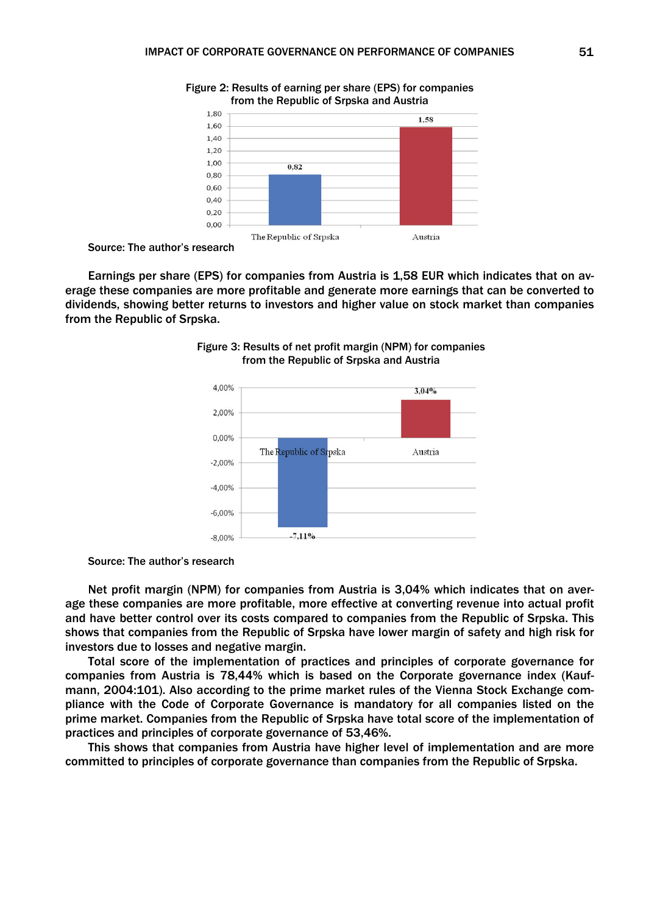Figure 2: Results of earning per share (EPS) for companies from the Republic of Srpska and Austria

1,80
1,60
1,40
1,20
1,00
0,80
0,60
0,40
0,20
0,00

0,82
1,58

The Republic of Srpska
Austria

Source: The author's research

Earnings per share (EPS) for companies from Austria is 1,58 EUR which indicates that on average these companies are more profitable and generate more earnings that can be converted to dividends, showing better returns to investors and higher value on stock market than companies from the Republic of Srpska.

Figure 3: Results of net profit margin (NPM) for companies from the Republic of Srpska and Austria

4,00%
2,00%
0,00%
-2,00%
-4,00%
-6,00%
-8,00%

3,04%
-7,11%

The Republic of Srpska
Austria

Source: The author's research

Net profit margin (NPM) for companies from Austria is 3,04% which indicates that on average these companies are more profitable, more effective at converting revenue into actual profit and have better control over its costs compared to companies from the Republic of Srpska. This shows that companies from the Republic of Srpska have lower margin of safety and high risk for investors due to losses and negative margin.

Total score of the implementation of practices and principles of corporate governance for companies from Austria is 78,44% which is based on the Corporate governance index (Kaufmann, 2004:101). Also according to the prime market rules of the Vienna Stock Exchange compliance with the Code of Corporate Governance is mandatory for all companies listed on the prime market. Companies from the Republic of Srpska have total score of the implementation of practices and principles of corporate governance of 53,46%.

This shows that companies from Austria have higher level of implementation and are more committed to principles of corporate governance than companies from the Republic of Srpska.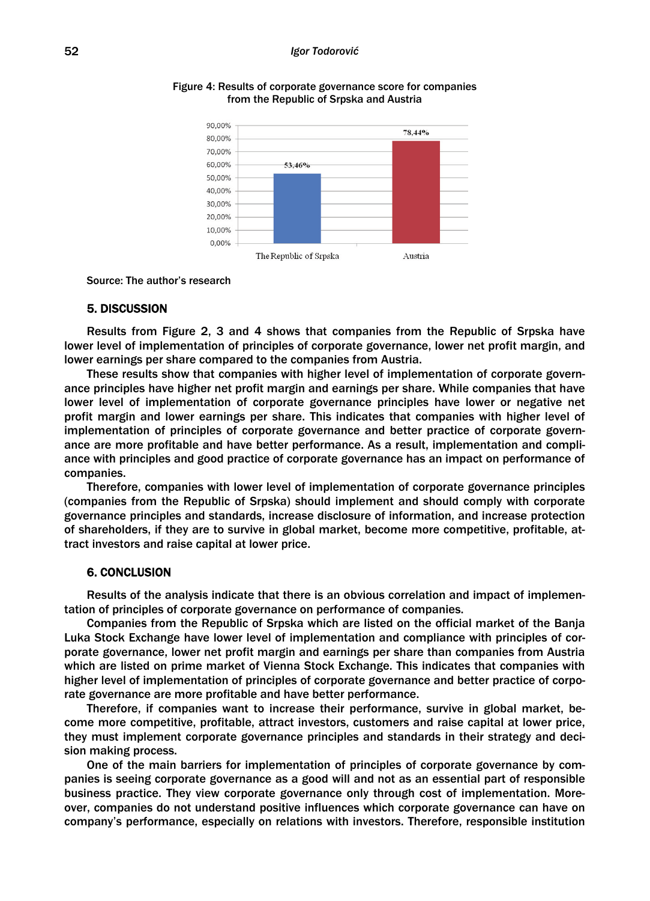Figure 4: Results of corporate governance score for companies from the Republic of Srpska and Austria

90,00%
80,00%
70,00%
60,00%
50,00%
40,00%
30,00%
20,00%
10,00%
0,00%

53,46%
78,44%

The Republic of Srpska
Austria

Source: The author's research

## 5. DISCUSSION

Results from Figure 2, 3 and 4 shows that companies from the Republic of Srpska have lower level of implementation of principles of corporate governance, lower net profit margin, and lower earnings per share compared to the companies from Austria.

These results show that companies with higher level of implementation of corporate governance principles have higher net profit margin and earnings per share. While companies that have lower level of implementation of corporate governance principles have lower or negative net profit margin and lower earnings per share. This indicates that companies with higher level of implementation of principles of corporate governance and better practice of corporate governance are more profitable and have better performance. As a result, implementation and compliance with principles and good practice of corporate governance has an impact on performance of companies.

Therefore, companies with lower level of implementation of corporate governance principles (companies from the Republic of Srpska) should implement and should comply with corporate governance principles and standards, increase disclosure of information, and increase protection of shareholders, if they are to survive in global market, become more competitive, profitable, attract investors and raise capital at lower price.

## 6. CONCLUSION

Results of the analysis indicate that there is an obvious correlation and impact of implementation of principles of corporate governance on performance of companies.

Companies from the Republic of Srpska which are listed on the official market of the Banja Luka Stock Exchange have lower level of implementation and compliance with principles of corporate governance, lower net profit margin and earnings per share than companies from Austria which are listed on prime market of Vienna Stock Exchange. This indicates that companies with higher level of implementation of principles of corporate governance and better practice of corporate governance are more profitable and have better performance.

Therefore, if companies want to increase their performance, survive in global market, become more competitive, profitable, attract investors, customers and raise capital at lower price, they must implement corporate governance principles and standards in their strategy and decision making process.

One of the main barriers for implementation of principles of corporate governance by companies is seeing corporate governance as a good will and not as an essential part of responsible business practice. They view corporate governance only through cost of implementation. Moreover, companies do not understand positive influences which corporate governance can have on company's performance, especially on relations with investors. Therefore, responsible institution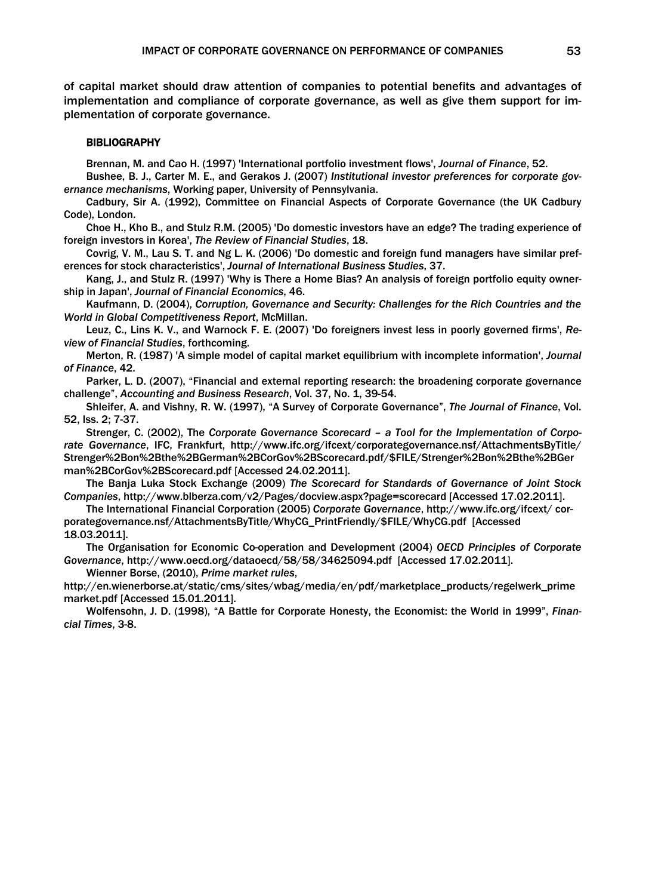of capital market should draw attention of companies to potential benefits and advantages of implementation and compliance of corporate governance, as well as give them support for implementation of corporate governance.

## BIBLIOGRAPHY

Brennan, M. and Cao H. (1997) 'International portfolio investment flows', *Journal of Finance*, 52.

Bushee, B. J., Carter M. E., and Gerakos J. (2007) *Institutional investor preferences for corporate governance mechanisms*, Working paper, University of Pennsylvania.

Cadbury, Sir A. (1992), Committee on Financial Aspects of Corporate Governance (the UK Cadbury Code), London.

Choe H., Kho B., and Stulz R.M. (2005) 'Do domestic investors have an edge? The trading experience of foreign investors in Korea', *The Review of Financial Studies*, 18.

Covrig, V. M., Lau S. T. and Ng L. K. (2006) 'Do domestic and foreign fund managers have similar preferences for stock characteristics', *Journal of International Business Studies*, 37.

Kang, J., and Stulz R. (1997) 'Why is There a Home Bias? An analysis of foreign portfolio equity ownership in Japan', *Journal of Financial Economics*, 46.

Kaufmann, D. (2004), *Corruption, Governance and Security: Challenges for the Rich Countries and the World in Global Competitiveness Report*, McMillan.

Leuz, C., Lins K. V., and Warnock F. E. (2007) 'Do foreigners invest less in poorly governed firms', *Review of Financial Studies*, forthcoming.

Merton, R. (1987) 'A simple model of capital market equilibrium with incomplete information', *Journal of Finance*, 42.

Parker, L. D. (2007), "Financial and external reporting research: the broadening corporate governance challenge", *Accounting and Business Research*, Vol. 37, No. 1, 39-54.

Shleifer, A. and Vishny, R. W. (1997), "A Survey of Corporate Governance", *The Journal of Finance*, Vol. 52, Iss. 2; 7-37.

Strenger, C. (2002), The *Corporate Governance Scorecard – a Tool for the Implementation of Corporate Governance*, IFC, Frankfurt, http://www.ifc.org/ifcext/corporategovernance.nsf/AttachmentsByTitle/Strenger%2Bon%2Bthe%2BGerman%2BCorGov%2BScorecard.pdf/$FILE/Strenger%2Bon%2Bthe%2BGerman%2BCorGov%2BScorecard.pdf [Accessed 24.02.2011].

The Banja Luka Stock Exchange (2009) *The Scorecard for Standards of Governance of Joint Stock Companies*, http://www.blberza.com/v2/Pages/docview.aspx?page=scorecard [Accessed 17.02.2011].

The International Financial Corporation (2005) *Corporate Governance*, http://www.ifc.org/ifcext/corporategovernance.nsf/AttachmentsByTitle/WhyCG_PrintFriendly/$FILE/WhyCG.pdf [Accessed 18.03.2011].

The Organisation for Economic Co-operation and Development (2004) *OECD Principles of Corporate Governance*, http://www.oecd.org/dataoecd/58/58/34625094.pdf [Accessed 17.02.2011].

Wienner Borse, (2010), *Prime market rules*, http://en.wienerborse.at/static/cms/sites/wbag/media/en/pdf/marketplace_products/regelwerk_primemarket.pdf [Accessed 15.01.2011].

Wolfensohn, J. D. (1998), "A Battle for Corporate Honesty, the Economist: the World in 1999", *Financial Times*, 3-8.